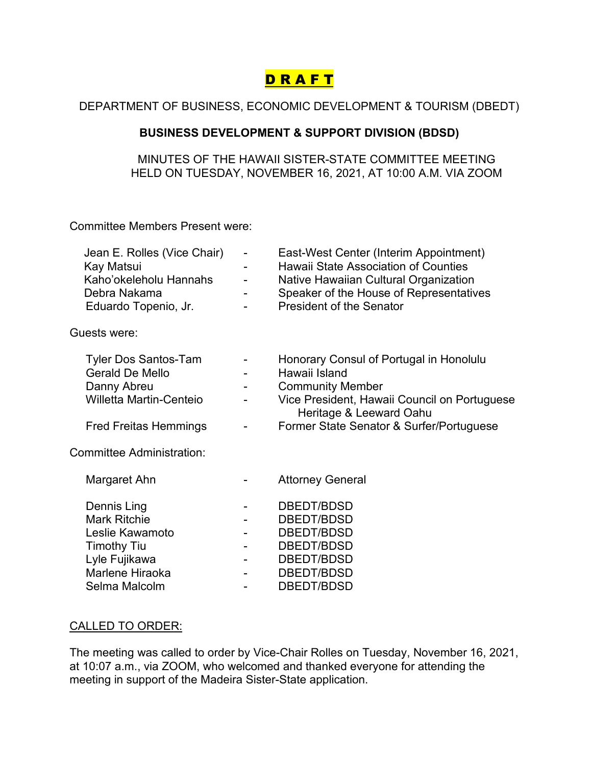# D R A F T

DEPARTMENT OF BUSINESS, ECONOMIC DEVELOPMENT & TOURISM (DBEDT)

**BUSINESS DEVELOPMENT & SUPPORT DIVISION (BDSD)**

MINUTES OF THE HAWAII SISTER-STATE COMMITTEE MEETING
HELD ON TUESDAY, NOVEMBER 16, 2021, AT 10:00 A.M. VIA ZOOM

Committee Members Present were:

| | | |
|---|---|---|
| Jean E. Rolles (Vice Chair) | - | East-West Center (Interim Appointment) |
| Kay Matsui | - | Hawaii State Association of Counties |
| Kaho'okeleholu Hannahs | - | Native Hawaiian Cultural Organization |
| Debra Nakama | - | Speaker of the House of Representatives |
| Eduardo Topenio, Jr. | - | President of the Senator |

Guests were:

| | | |
|---|---|---|
| Tyler Dos Santos-Tam | - | Honorary Consul of Portugal in Honolulu |
| Gerald De Mello | - | Hawaii Island |
| Danny Abreu | - | Community Member |
| Willetta Martin-Centeio | - | Vice President, Hawaii Council on Portuguese Heritage & Leeward Oahu |
| Fred Freitas Hemmings | - | Former State Senator & Surfer/Portuguese |

Committee Administration:

| | | |
|---|---|---|
| Margaret Ahn | - | Attorney General |
| Dennis Ling | - | DBEDT/BDSD |
| Mark Ritchie | - | DBEDT/BDSD |
| Leslie Kawamoto | - | DBEDT/BDSD |
| Timothy Tiu | - | DBEDT/BDSD |
| Lyle Fujikawa | - | DBEDT/BDSD |
| Marlene Hiraoka | - | DBEDT/BDSD |
| Selma Malcolm | - | DBEDT/BDSD |

<u>CALLED TO ORDER:</u>

The meeting was called to order by Vice-Chair Rolles on Tuesday, November 16, 2021, at 10:07 a.m., via ZOOM, who welcomed and thanked everyone for attending the meeting in support of the Madeira Sister-State application.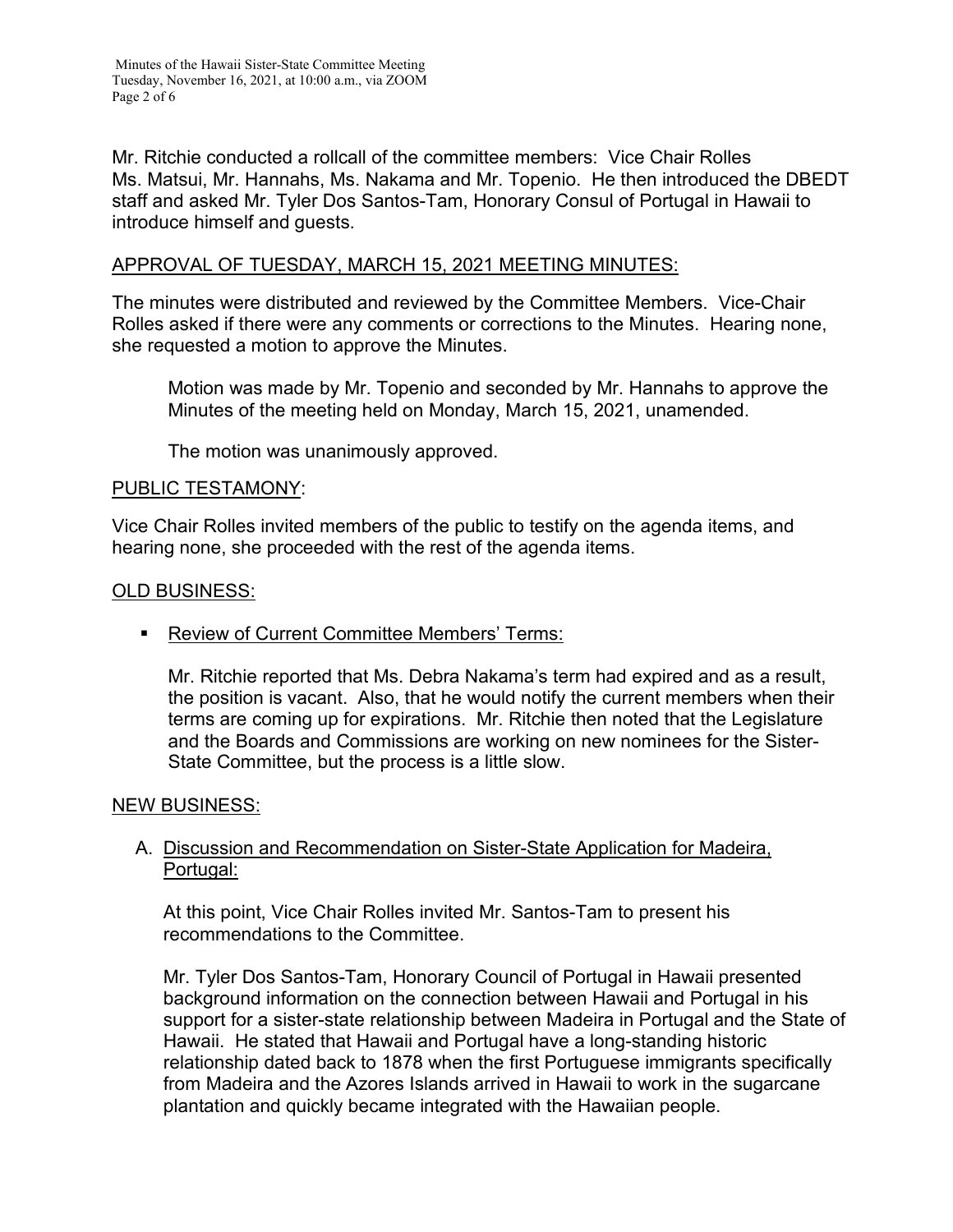Mr. Ritchie conducted a rollcall of the committee members: Vice Chair Rolles Ms. Matsui, Mr. Hannahs, Ms. Nakama and Mr. Topenio. He then introduced the DBEDT staff and asked Mr. Tyler Dos Santos-Tam, Honorary Consul of Portugal in Hawaii to introduce himself and guests.

APPROVAL OF TUESDAY, MARCH 15, 2021 MEETING MINUTES:

The minutes were distributed and reviewed by the Committee Members. Vice-Chair Rolles asked if there were any comments or corrections to the Minutes. Hearing none, she requested a motion to approve the Minutes.

> Motion was made by Mr. Topenio and seconded by Mr. Hannahs to approve the Minutes of the meeting held on Monday, March 15, 2021, unamended.
>
> The motion was unanimously approved.

PUBLIC TESTAMONY:

Vice Chair Rolles invited members of the public to testify on the agenda items, and hearing none, she proceeded with the rest of the agenda items.

OLD BUSINESS:

- Review of Current Committee Members' Terms:

  Mr. Ritchie reported that Ms. Debra Nakama's term had expired and as a result, the position is vacant. Also, that he would notify the current members when their terms are coming up for expirations. Mr. Ritchie then noted that the Legislature and the Boards and Commissions are working on new nominees for the Sister-State Committee, but the process is a little slow.

NEW BUSINESS:

A. Discussion and Recommendation on Sister-State Application for Madeira, Portugal:

   At this point, Vice Chair Rolles invited Mr. Santos-Tam to present his recommendations to the Committee.

   Mr. Tyler Dos Santos-Tam, Honorary Council of Portugal in Hawaii presented background information on the connection between Hawaii and Portugal in his support for a sister-state relationship between Madeira in Portugal and the State of Hawaii. He stated that Hawaii and Portugal have a long-standing historic relationship dated back to 1878 when the first Portuguese immigrants specifically from Madeira and the Azores Islands arrived in Hawaii to work in the sugarcane plantation and quickly became integrated with the Hawaiian people.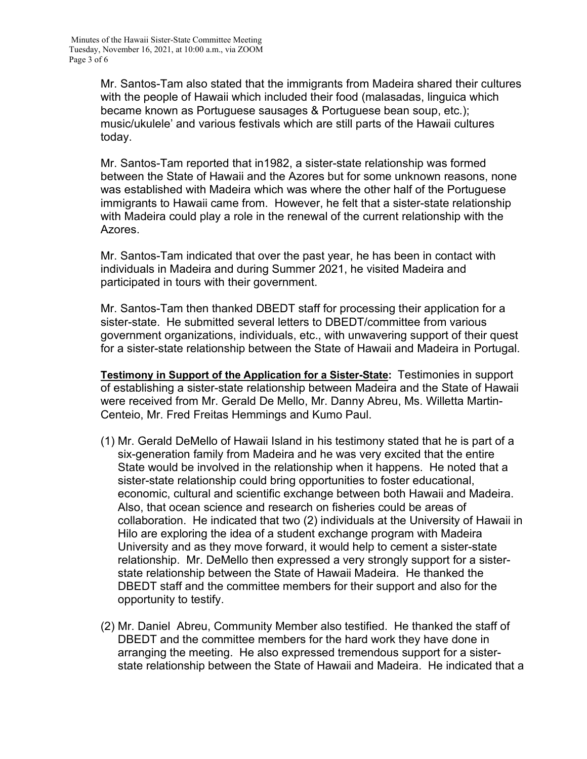Mr. Santos-Tam also stated that the immigrants from Madeira shared their cultures with the people of Hawaii which included their food (malasadas, linguica which became known as Portuguese sausages & Portuguese bean soup, etc.); music/ukulele' and various festivals which are still parts of the Hawaii cultures today.

Mr. Santos-Tam reported that in1982, a sister-state relationship was formed between the State of Hawaii and the Azores but for some unknown reasons, none was established with Madeira which was where the other half of the Portuguese immigrants to Hawaii came from. However, he felt that a sister-state relationship with Madeira could play a role in the renewal of the current relationship with the Azores.

Mr. Santos-Tam indicated that over the past year, he has been in contact with individuals in Madeira and during Summer 2021, he visited Madeira and participated in tours with their government.

Mr. Santos-Tam then thanked DBEDT staff for processing their application for a sister-state. He submitted several letters to DBEDT/committee from various government organizations, individuals, etc., with unwavering support of their quest for a sister-state relationship between the State of Hawaii and Madeira in Portugal.

**<u>Testimony in Support of the Application for a Sister-State</u>:** Testimonies in support of establishing a sister-state relationship between Madeira and the State of Hawaii were received from Mr. Gerald De Mello, Mr. Danny Abreu, Ms. Willetta Martin-Centeio, Mr. Fred Freitas Hemmings and Kumo Paul.

(1) Mr. Gerald DeMello of Hawaii Island in his testimony stated that he is part of a six-generation family from Madeira and he was very excited that the entire State would be involved in the relationship when it happens. He noted that a sister-state relationship could bring opportunities to foster educational, economic, cultural and scientific exchange between both Hawaii and Madeira. Also, that ocean science and research on fisheries could be areas of collaboration. He indicated that two (2) individuals at the University of Hawaii in Hilo are exploring the idea of a student exchange program with Madeira University and as they move forward, it would help to cement a sister-state relationship. Mr. DeMello then expressed a very strongly support for a sister-state relationship between the State of Hawaii Madeira. He thanked the DBEDT staff and the committee members for their support and also for the opportunity to testify.

(2) Mr. Daniel Abreu, Community Member also testified. He thanked the staff of DBEDT and the committee members for the hard work they have done in arranging the meeting. He also expressed tremendous support for a sister-state relationship between the State of Hawaii and Madeira. He indicated that a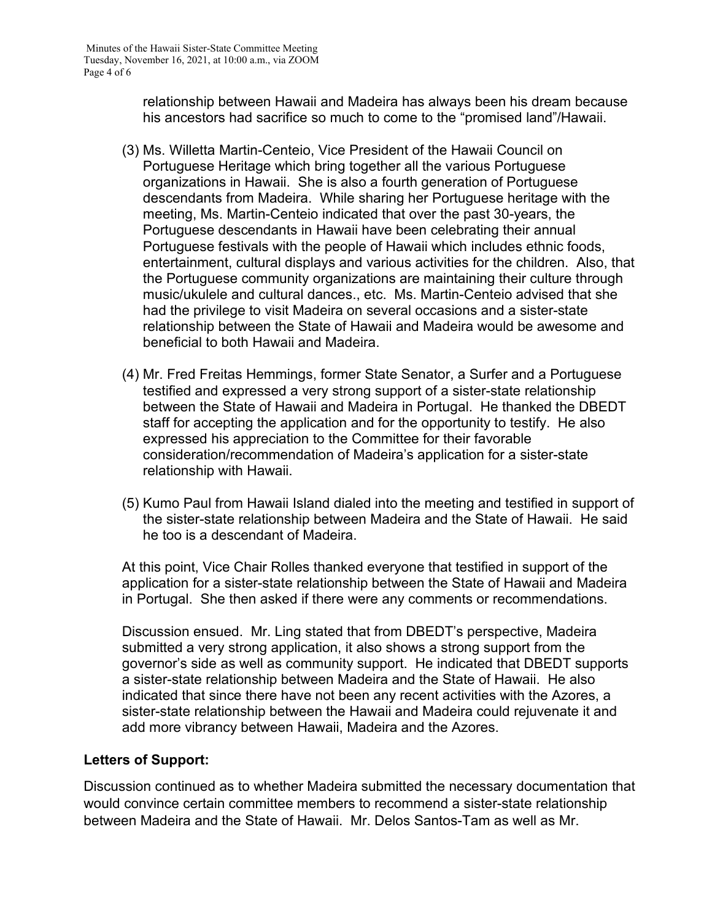relationship between Hawaii and Madeira has always been his dream because his ancestors had sacrifice so much to come to the "promised land"/Hawaii.

(3) Ms. Willetta Martin-Centeio, Vice President of the Hawaii Council on Portuguese Heritage which bring together all the various Portuguese organizations in Hawaii. She is also a fourth generation of Portuguese descendants from Madeira. While sharing her Portuguese heritage with the meeting, Ms. Martin-Centeio indicated that over the past 30-years, the Portuguese descendants in Hawaii have been celebrating their annual Portuguese festivals with the people of Hawaii which includes ethnic foods, entertainment, cultural displays and various activities for the children. Also, that the Portuguese community organizations are maintaining their culture through music/ukulele and cultural dances., etc. Ms. Martin-Centeio advised that she had the privilege to visit Madeira on several occasions and a sister-state relationship between the State of Hawaii and Madeira would be awesome and beneficial to both Hawaii and Madeira.

(4) Mr. Fred Freitas Hemmings, former State Senator, a Surfer and a Portuguese testified and expressed a very strong support of a sister-state relationship between the State of Hawaii and Madeira in Portugal. He thanked the DBEDT staff for accepting the application and for the opportunity to testify. He also expressed his appreciation to the Committee for their favorable consideration/recommendation of Madeira's application for a sister-state relationship with Hawaii.

(5) Kumo Paul from Hawaii Island dialed into the meeting and testified in support of the sister-state relationship between Madeira and the State of Hawaii. He said he too is a descendant of Madeira.

At this point, Vice Chair Rolles thanked everyone that testified in support of the application for a sister-state relationship between the State of Hawaii and Madeira in Portugal. She then asked if there were any comments or recommendations.

Discussion ensued. Mr. Ling stated that from DBEDT's perspective, Madeira submitted a very strong application, it also shows a strong support from the governor's side as well as community support. He indicated that DBEDT supports a sister-state relationship between Madeira and the State of Hawaii. He also indicated that since there have not been any recent activities with the Azores, a sister-state relationship between the Hawaii and Madeira could rejuvenate it and add more vibrancy between Hawaii, Madeira and the Azores.

**Letters of Support:**

Discussion continued as to whether Madeira submitted the necessary documentation that would convince certain committee members to recommend a sister-state relationship between Madeira and the State of Hawaii. Mr. Delos Santos-Tam as well as Mr.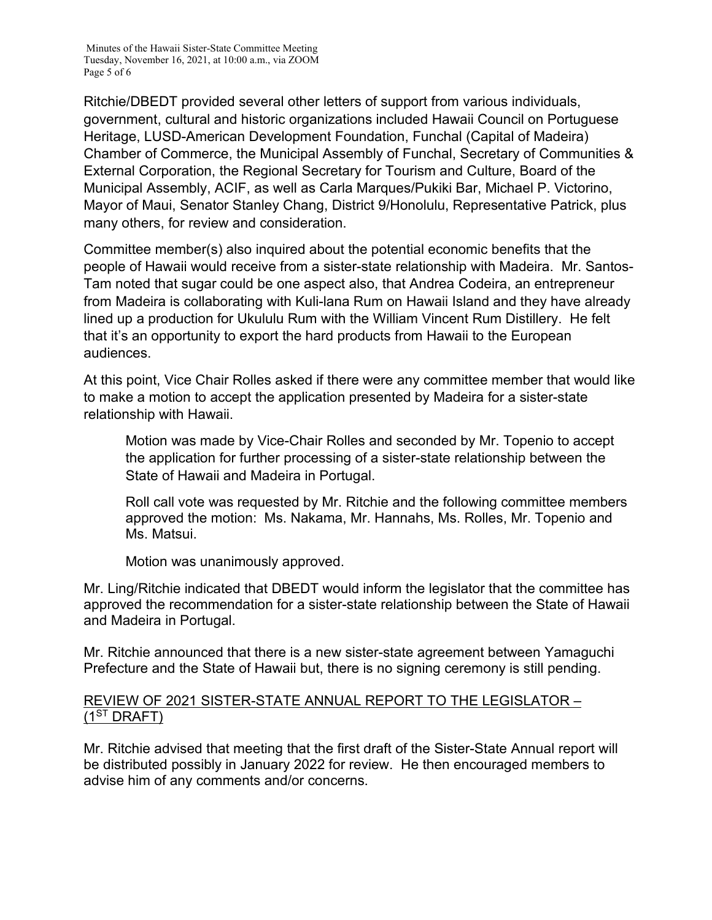Ritchie/DBEDT provided several other letters of support from various individuals, government, cultural and historic organizations included Hawaii Council on Portuguese Heritage, LUSD-American Development Foundation, Funchal (Capital of Madeira) Chamber of Commerce, the Municipal Assembly of Funchal, Secretary of Communities & External Corporation, the Regional Secretary for Tourism and Culture, Board of the Municipal Assembly, ACIF, as well as Carla Marques/Pukiki Bar, Michael P. Victorino, Mayor of Maui, Senator Stanley Chang, District 9/Honolulu, Representative Patrick, plus many others, for review and consideration.

Committee member(s) also inquired about the potential economic benefits that the people of Hawaii would receive from a sister-state relationship with Madeira. Mr. Santos-Tam noted that sugar could be one aspect also, that Andrea Codeira, an entrepreneur from Madeira is collaborating with Kuli-lana Rum on Hawaii Island and they have already lined up a production for Ukululu Rum with the William Vincent Rum Distillery. He felt that it's an opportunity to export the hard products from Hawaii to the European audiences.

At this point, Vice Chair Rolles asked if there were any committee member that would like to make a motion to accept the application presented by Madeira for a sister-state relationship with Hawaii.

> Motion was made by Vice-Chair Rolles and seconded by Mr. Topenio to accept the application for further processing of a sister-state relationship between the State of Hawaii and Madeira in Portugal.
>
> Roll call vote was requested by Mr. Ritchie and the following committee members approved the motion: Ms. Nakama, Mr. Hannahs, Ms. Rolles, Mr. Topenio and Ms. Matsui.
>
> Motion was unanimously approved.

Mr. Ling/Ritchie indicated that DBEDT would inform the legislator that the committee has approved the recommendation for a sister-state relationship between the State of Hawaii and Madeira in Portugal.

Mr. Ritchie announced that there is a new sister-state agreement between Yamaguchi Prefecture and the State of Hawaii but, there is no signing ceremony is still pending.

## REVIEW OF 2021 SISTER-STATE ANNUAL REPORT TO THE LEGISLATOR – (1ST DRAFT)

Mr. Ritchie advised that meeting that the first draft of the Sister-State Annual report will be distributed possibly in January 2022 for review. He then encouraged members to advise him of any comments and/or concerns.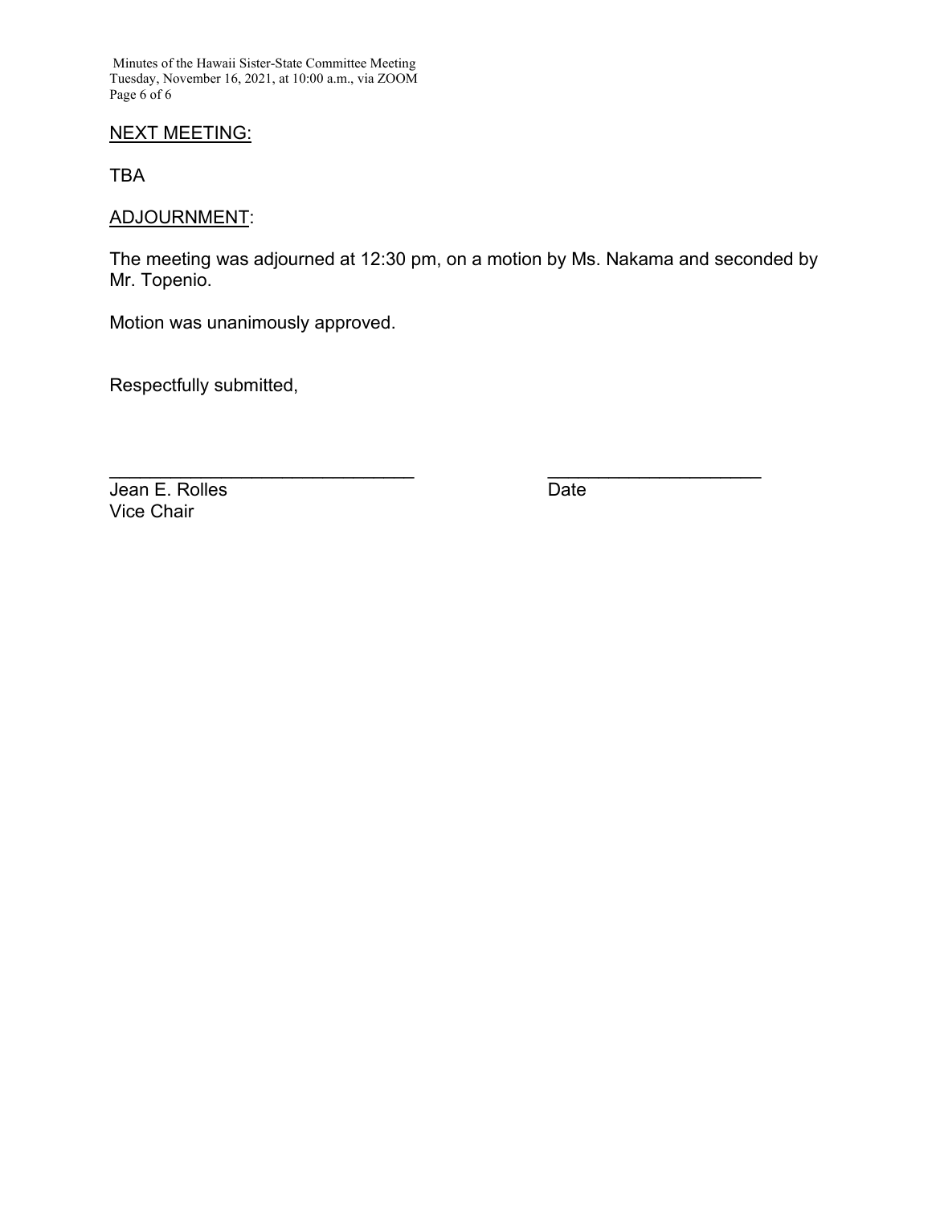## NEXT MEETING:

TBA

## ADJOURNMENT:

The meeting was adjourned at 12:30 pm, on a motion by Ms. Nakama and seconded by Mr. Topenio.

Motion was unanimously approved.

Respectfully submitted,

\_\_\_\_\_\_\_\_\_\_\_\_\_\_\_\_\_\_\_\_\_\_\_\_\_\_\_\_\_\_\_ \_\_\_\_\_\_\_\_\_\_\_\_\_\_\_\_\_\_\_\_\_\_

Jean E. Rolles Date

Vice Chair